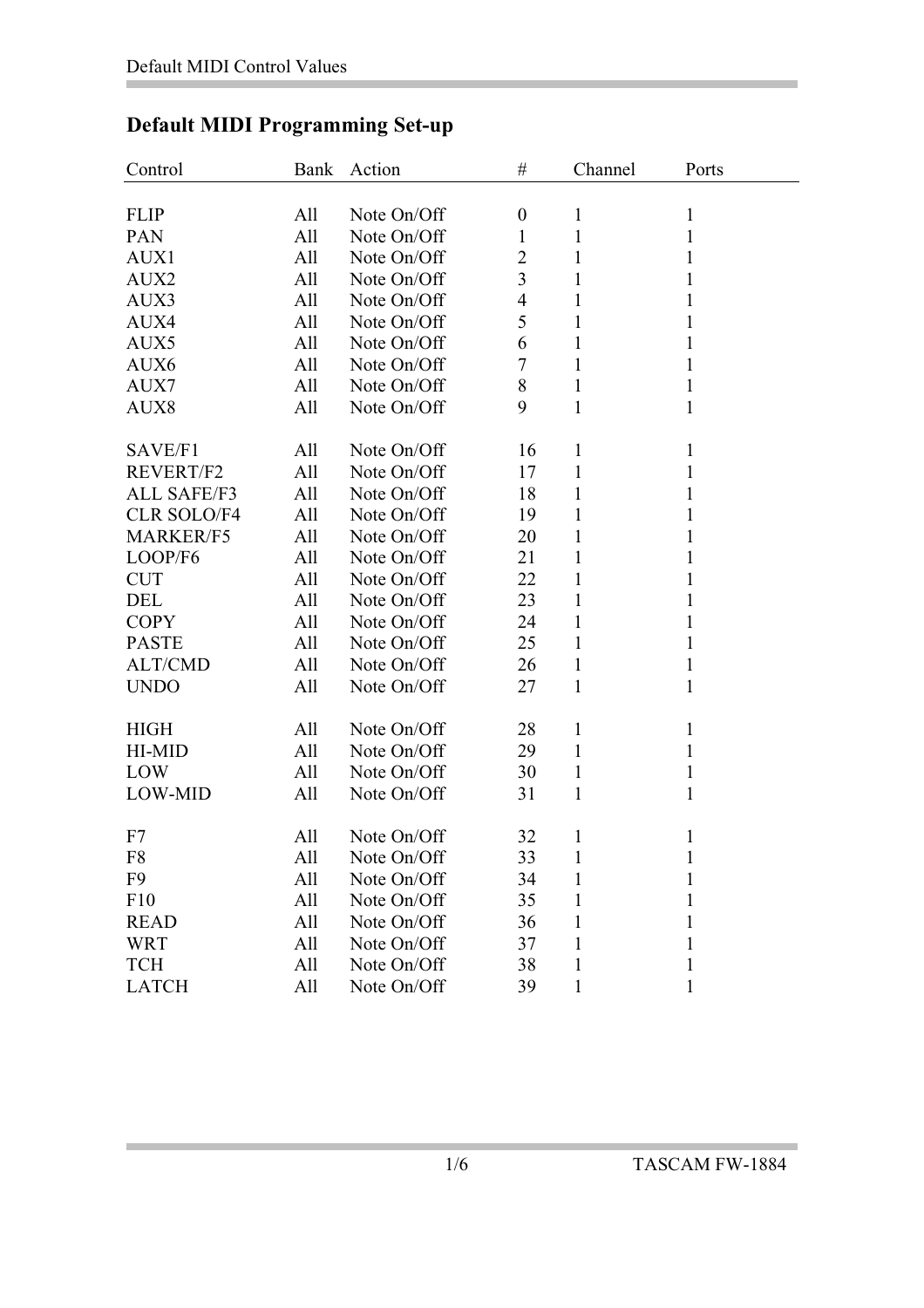## Default MIDI Programming Set-up

| Control | Bank | Action | # | Channel | Ports |
|---|---|---|---|---|---|
| FLIP | All | Note On/Off | 0 | 1 | 1 |
| PAN | All | Note On/Off | 1 | 1 | 1 |
| AUX1 | All | Note On/Off | 2 | 1 | 1 |
| AUX2 | All | Note On/Off | 3 | 1 | 1 |
| AUX3 | All | Note On/Off | 4 | 1 | 1 |
| AUX4 | All | Note On/Off | 5 | 1 | 1 |
| AUX5 | All | Note On/Off | 6 | 1 | 1 |
| AUX6 | All | Note On/Off | 7 | 1 | 1 |
| AUX7 | All | Note On/Off | 8 | 1 | 1 |
| AUX8 | All | Note On/Off | 9 | 1 | 1 |
| SAVE/F1 | All | Note On/Off | 16 | 1 | 1 |
| REVERT/F2 | All | Note On/Off | 17 | 1 | 1 |
| ALL SAFE/F3 | All | Note On/Off | 18 | 1 | 1 |
| CLR SOLO/F4 | All | Note On/Off | 19 | 1 | 1 |
| MARKER/F5 | All | Note On/Off | 20 | 1 | 1 |
| LOOP/F6 | All | Note On/Off | 21 | 1 | 1 |
| CUT | All | Note On/Off | 22 | 1 | 1 |
| DEL | All | Note On/Off | 23 | 1 | 1 |
| COPY | All | Note On/Off | 24 | 1 | 1 |
| PASTE | All | Note On/Off | 25 | 1 | 1 |
| ALT/CMD | All | Note On/Off | 26 | 1 | 1 |
| UNDO | All | Note On/Off | 27 | 1 | 1 |
| HIGH | All | Note On/Off | 28 | 1 | 1 |
| HI-MID | All | Note On/Off | 29 | 1 | 1 |
| LOW | All | Note On/Off | 30 | 1 | 1 |
| LOW-MID | All | Note On/Off | 31 | 1 | 1 |
| F7 | All | Note On/Off | 32 | 1 | 1 |
| F8 | All | Note On/Off | 33 | 1 | 1 |
| F9 | All | Note On/Off | 34 | 1 | 1 |
| F10 | All | Note On/Off | 35 | 1 | 1 |
| READ | All | Note On/Off | 36 | 1 | 1 |
| WRT | All | Note On/Off | 37 | 1 | 1 |
| TCH | All | Note On/Off | 38 | 1 | 1 |
| LATCH | All | Note On/Off | 39 | 1 | 1 |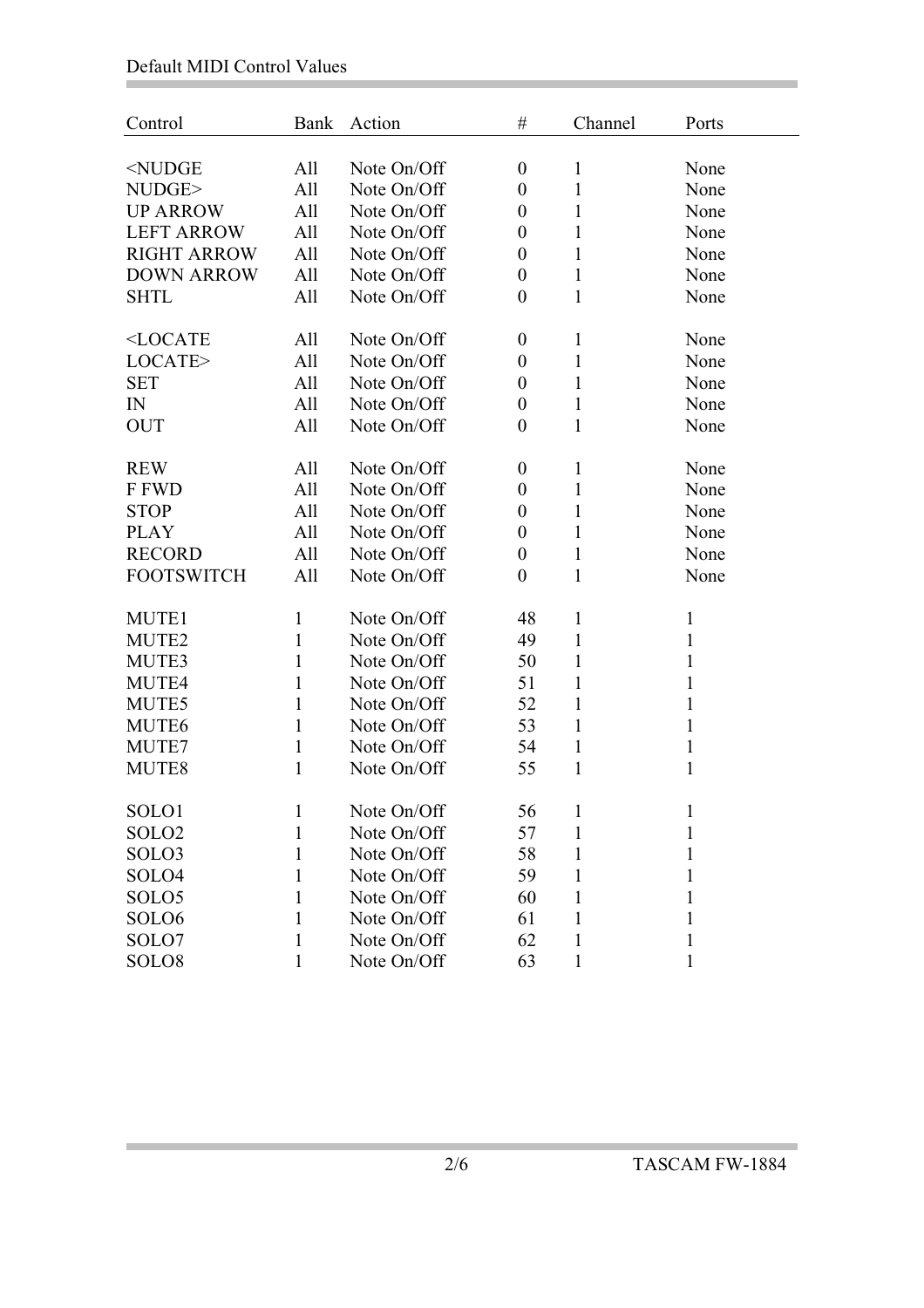| Control | Bank | Action | # | Channel | Ports |
|---|---|---|---|---|---|
| <NUDGE | All | Note On/Off | 0 | 1 | None |
| NUDGE> | All | Note On/Off | 0 | 1 | None |
| UP ARROW | All | Note On/Off | 0 | 1 | None |
| LEFT ARROW | All | Note On/Off | 0 | 1 | None |
| RIGHT ARROW | All | Note On/Off | 0 | 1 | None |
| DOWN ARROW | All | Note On/Off | 0 | 1 | None |
| SHTL | All | Note On/Off | 0 | 1 | None |
| <LOCATE | All | Note On/Off | 0 | 1 | None |
| LOCATE> | All | Note On/Off | 0 | 1 | None |
| SET | All | Note On/Off | 0 | 1 | None |
| IN | All | Note On/Off | 0 | 1 | None |
| OUT | All | Note On/Off | 0 | 1 | None |
| REW | All | Note On/Off | 0 | 1 | None |
| F FWD | All | Note On/Off | 0 | 1 | None |
| STOP | All | Note On/Off | 0 | 1 | None |
| PLAY | All | Note On/Off | 0 | 1 | None |
| RECORD | All | Note On/Off | 0 | 1 | None |
| FOOTSWITCH | All | Note On/Off | 0 | 1 | None |
| MUTE1 | 1 | Note On/Off | 48 | 1 | 1 |
| MUTE2 | 1 | Note On/Off | 49 | 1 | 1 |
| MUTE3 | 1 | Note On/Off | 50 | 1 | 1 |
| MUTE4 | 1 | Note On/Off | 51 | 1 | 1 |
| MUTE5 | 1 | Note On/Off | 52 | 1 | 1 |
| MUTE6 | 1 | Note On/Off | 53 | 1 | 1 |
| MUTE7 | 1 | Note On/Off | 54 | 1 | 1 |
| MUTE8 | 1 | Note On/Off | 55 | 1 | 1 |
| SOLO1 | 1 | Note On/Off | 56 | 1 | 1 |
| SOLO2 | 1 | Note On/Off | 57 | 1 | 1 |
| SOLO3 | 1 | Note On/Off | 58 | 1 | 1 |
| SOLO4 | 1 | Note On/Off | 59 | 1 | 1 |
| SOLO5 | 1 | Note On/Off | 60 | 1 | 1 |
| SOLO6 | 1 | Note On/Off | 61 | 1 | 1 |
| SOLO7 | 1 | Note On/Off | 62 | 1 | 1 |
| SOLO8 | 1 | Note On/Off | 63 | 1 | 1 |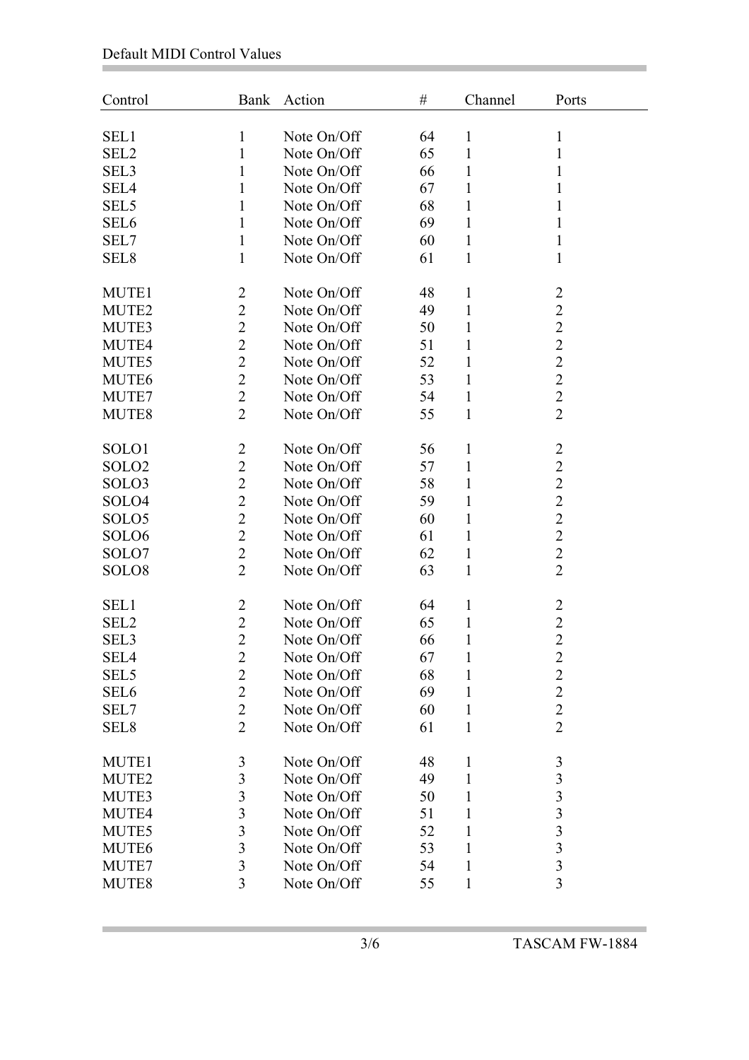| Control | Bank | Action | # | Channel | Ports |
|---|---|---|---|---|---|
| SEL1 | 1 | Note On/Off | 64 | 1 | 1 |
| SEL2 | 1 | Note On/Off | 65 | 1 | 1 |
| SEL3 | 1 | Note On/Off | 66 | 1 | 1 |
| SEL4 | 1 | Note On/Off | 67 | 1 | 1 |
| SEL5 | 1 | Note On/Off | 68 | 1 | 1 |
| SEL6 | 1 | Note On/Off | 69 | 1 | 1 |
| SEL7 | 1 | Note On/Off | 60 | 1 | 1 |
| SEL8 | 1 | Note On/Off | 61 | 1 | 1 |
| MUTE1 | 2 | Note On/Off | 48 | 1 | 2 |
| MUTE2 | 2 | Note On/Off | 49 | 1 | 2 |
| MUTE3 | 2 | Note On/Off | 50 | 1 | 2 |
| MUTE4 | 2 | Note On/Off | 51 | 1 | 2 |
| MUTE5 | 2 | Note On/Off | 52 | 1 | 2 |
| MUTE6 | 2 | Note On/Off | 53 | 1 | 2 |
| MUTE7 | 2 | Note On/Off | 54 | 1 | 2 |
| MUTE8 | 2 | Note On/Off | 55 | 1 | 2 |
| SOLO1 | 2 | Note On/Off | 56 | 1 | 2 |
| SOLO2 | 2 | Note On/Off | 57 | 1 | 2 |
| SOLO3 | 2 | Note On/Off | 58 | 1 | 2 |
| SOLO4 | 2 | Note On/Off | 59 | 1 | 2 |
| SOLO5 | 2 | Note On/Off | 60 | 1 | 2 |
| SOLO6 | 2 | Note On/Off | 61 | 1 | 2 |
| SOLO7 | 2 | Note On/Off | 62 | 1 | 2 |
| SOLO8 | 2 | Note On/Off | 63 | 1 | 2 |
| SEL1 | 2 | Note On/Off | 64 | 1 | 2 |
| SEL2 | 2 | Note On/Off | 65 | 1 | 2 |
| SEL3 | 2 | Note On/Off | 66 | 1 | 2 |
| SEL4 | 2 | Note On/Off | 67 | 1 | 2 |
| SEL5 | 2 | Note On/Off | 68 | 1 | 2 |
| SEL6 | 2 | Note On/Off | 69 | 1 | 2 |
| SEL7 | 2 | Note On/Off | 60 | 1 | 2 |
| SEL8 | 2 | Note On/Off | 61 | 1 | 2 |
| MUTE1 | 3 | Note On/Off | 48 | 1 | 3 |
| MUTE2 | 3 | Note On/Off | 49 | 1 | 3 |
| MUTE3 | 3 | Note On/Off | 50 | 1 | 3 |
| MUTE4 | 3 | Note On/Off | 51 | 1 | 3 |
| MUTE5 | 3 | Note On/Off | 52 | 1 | 3 |
| MUTE6 | 3 | Note On/Off | 53 | 1 | 3 |
| MUTE7 | 3 | Note On/Off | 54 | 1 | 3 |
| MUTE8 | 3 | Note On/Off | 55 | 1 | 3 |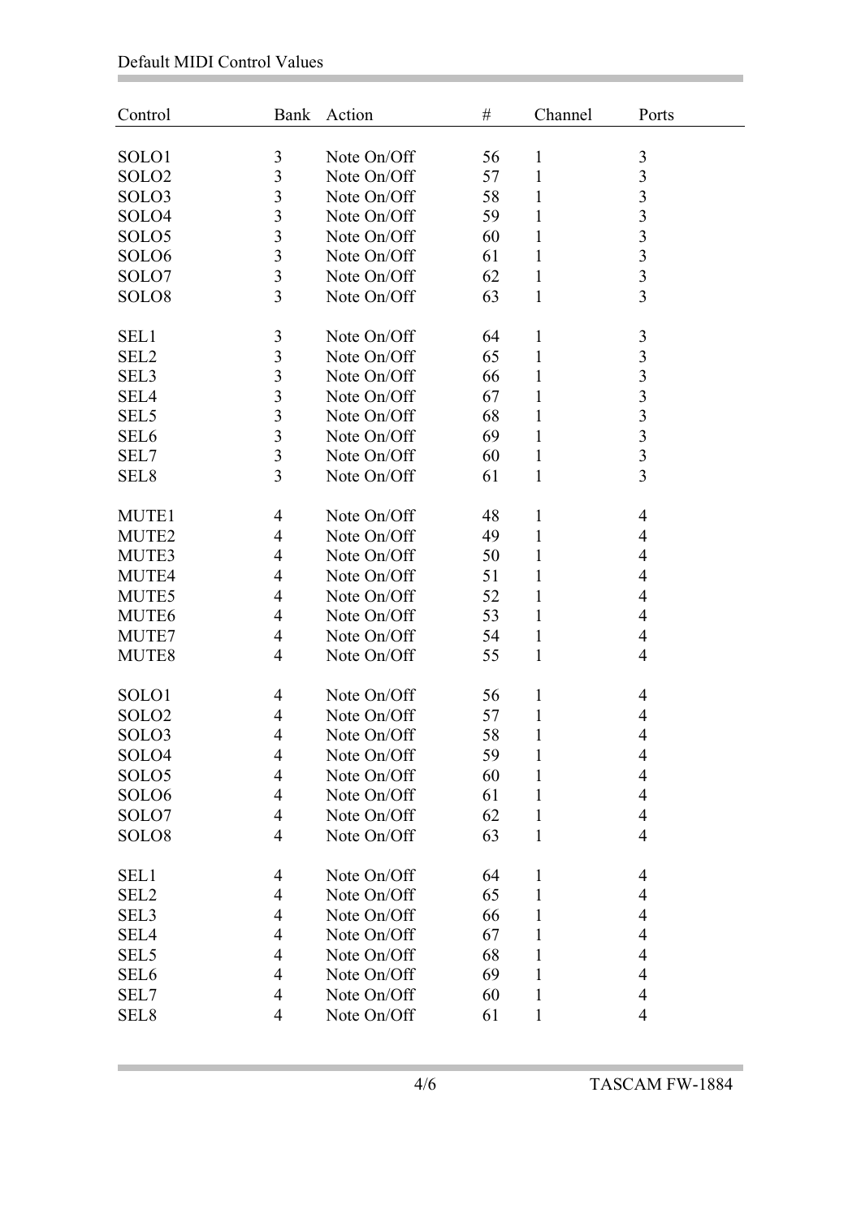| Control | Bank | Action | # | Channel | Ports |
|---|---|---|---|---|---|
| SOLO1 | 3 | Note On/Off | 56 | 1 | 3 |
| SOLO2 | 3 | Note On/Off | 57 | 1 | 3 |
| SOLO3 | 3 | Note On/Off | 58 | 1 | 3 |
| SOLO4 | 3 | Note On/Off | 59 | 1 | 3 |
| SOLO5 | 3 | Note On/Off | 60 | 1 | 3 |
| SOLO6 | 3 | Note On/Off | 61 | 1 | 3 |
| SOLO7 | 3 | Note On/Off | 62 | 1 | 3 |
| SOLO8 | 3 | Note On/Off | 63 | 1 | 3 |
| SEL1 | 3 | Note On/Off | 64 | 1 | 3 |
| SEL2 | 3 | Note On/Off | 65 | 1 | 3 |
| SEL3 | 3 | Note On/Off | 66 | 1 | 3 |
| SEL4 | 3 | Note On/Off | 67 | 1 | 3 |
| SEL5 | 3 | Note On/Off | 68 | 1 | 3 |
| SEL6 | 3 | Note On/Off | 69 | 1 | 3 |
| SEL7 | 3 | Note On/Off | 60 | 1 | 3 |
| SEL8 | 3 | Note On/Off | 61 | 1 | 3 |
| MUTE1 | 4 | Note On/Off | 48 | 1 | 4 |
| MUTE2 | 4 | Note On/Off | 49 | 1 | 4 |
| MUTE3 | 4 | Note On/Off | 50 | 1 | 4 |
| MUTE4 | 4 | Note On/Off | 51 | 1 | 4 |
| MUTE5 | 4 | Note On/Off | 52 | 1 | 4 |
| MUTE6 | 4 | Note On/Off | 53 | 1 | 4 |
| MUTE7 | 4 | Note On/Off | 54 | 1 | 4 |
| MUTE8 | 4 | Note On/Off | 55 | 1 | 4 |
| SOLO1 | 4 | Note On/Off | 56 | 1 | 4 |
| SOLO2 | 4 | Note On/Off | 57 | 1 | 4 |
| SOLO3 | 4 | Note On/Off | 58 | 1 | 4 |
| SOLO4 | 4 | Note On/Off | 59 | 1 | 4 |
| SOLO5 | 4 | Note On/Off | 60 | 1 | 4 |
| SOLO6 | 4 | Note On/Off | 61 | 1 | 4 |
| SOLO7 | 4 | Note On/Off | 62 | 1 | 4 |
| SOLO8 | 4 | Note On/Off | 63 | 1 | 4 |
| SEL1 | 4 | Note On/Off | 64 | 1 | 4 |
| SEL2 | 4 | Note On/Off | 65 | 1 | 4 |
| SEL3 | 4 | Note On/Off | 66 | 1 | 4 |
| SEL4 | 4 | Note On/Off | 67 | 1 | 4 |
| SEL5 | 4 | Note On/Off | 68 | 1 | 4 |
| SEL6 | 4 | Note On/Off | 69 | 1 | 4 |
| SEL7 | 4 | Note On/Off | 60 | 1 | 4 |
| SEL8 | 4 | Note On/Off | 61 | 1 | 4 |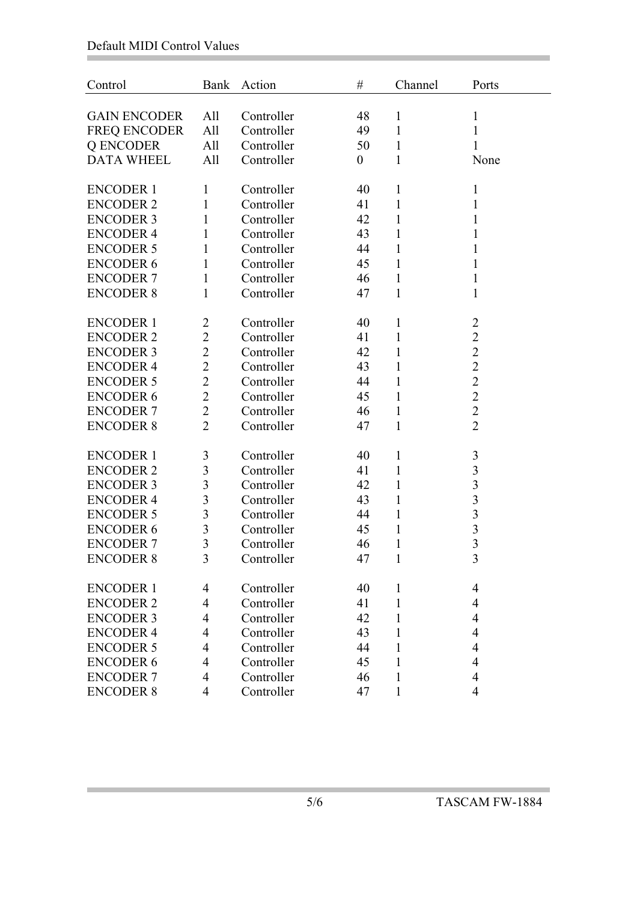| Control | Bank | Action | # | Channel | Ports |
|---|---|---|---|---|---|
| GAIN ENCODER | All | Controller | 48 | 1 | 1 |
| FREQ ENCODER | All | Controller | 49 | 1 | 1 |
| Q ENCODER | All | Controller | 50 | 1 | 1 |
| DATA WHEEL | All | Controller | 0 | 1 | None |
| ENCODER 1 | 1 | Controller | 40 | 1 | 1 |
| ENCODER 2 | 1 | Controller | 41 | 1 | 1 |
| ENCODER 3 | 1 | Controller | 42 | 1 | 1 |
| ENCODER 4 | 1 | Controller | 43 | 1 | 1 |
| ENCODER 5 | 1 | Controller | 44 | 1 | 1 |
| ENCODER 6 | 1 | Controller | 45 | 1 | 1 |
| ENCODER 7 | 1 | Controller | 46 | 1 | 1 |
| ENCODER 8 | 1 | Controller | 47 | 1 | 1 |
| ENCODER 1 | 2 | Controller | 40 | 1 | 2 |
| ENCODER 2 | 2 | Controller | 41 | 1 | 2 |
| ENCODER 3 | 2 | Controller | 42 | 1 | 2 |
| ENCODER 4 | 2 | Controller | 43 | 1 | 2 |
| ENCODER 5 | 2 | Controller | 44 | 1 | 2 |
| ENCODER 6 | 2 | Controller | 45 | 1 | 2 |
| ENCODER 7 | 2 | Controller | 46 | 1 | 2 |
| ENCODER 8 | 2 | Controller | 47 | 1 | 2 |
| ENCODER 1 | 3 | Controller | 40 | 1 | 3 |
| ENCODER 2 | 3 | Controller | 41 | 1 | 3 |
| ENCODER 3 | 3 | Controller | 42 | 1 | 3 |
| ENCODER 4 | 3 | Controller | 43 | 1 | 3 |
| ENCODER 5 | 3 | Controller | 44 | 1 | 3 |
| ENCODER 6 | 3 | Controller | 45 | 1 | 3 |
| ENCODER 7 | 3 | Controller | 46 | 1 | 3 |
| ENCODER 8 | 3 | Controller | 47 | 1 | 3 |
| ENCODER 1 | 4 | Controller | 40 | 1 | 4 |
| ENCODER 2 | 4 | Controller | 41 | 1 | 4 |
| ENCODER 3 | 4 | Controller | 42 | 1 | 4 |
| ENCODER 4 | 4 | Controller | 43 | 1 | 4 |
| ENCODER 5 | 4 | Controller | 44 | 1 | 4 |
| ENCODER 6 | 4 | Controller | 45 | 1 | 4 |
| ENCODER 7 | 4 | Controller | 46 | 1 | 4 |
| ENCODER 8 | 4 | Controller | 47 | 1 | 4 |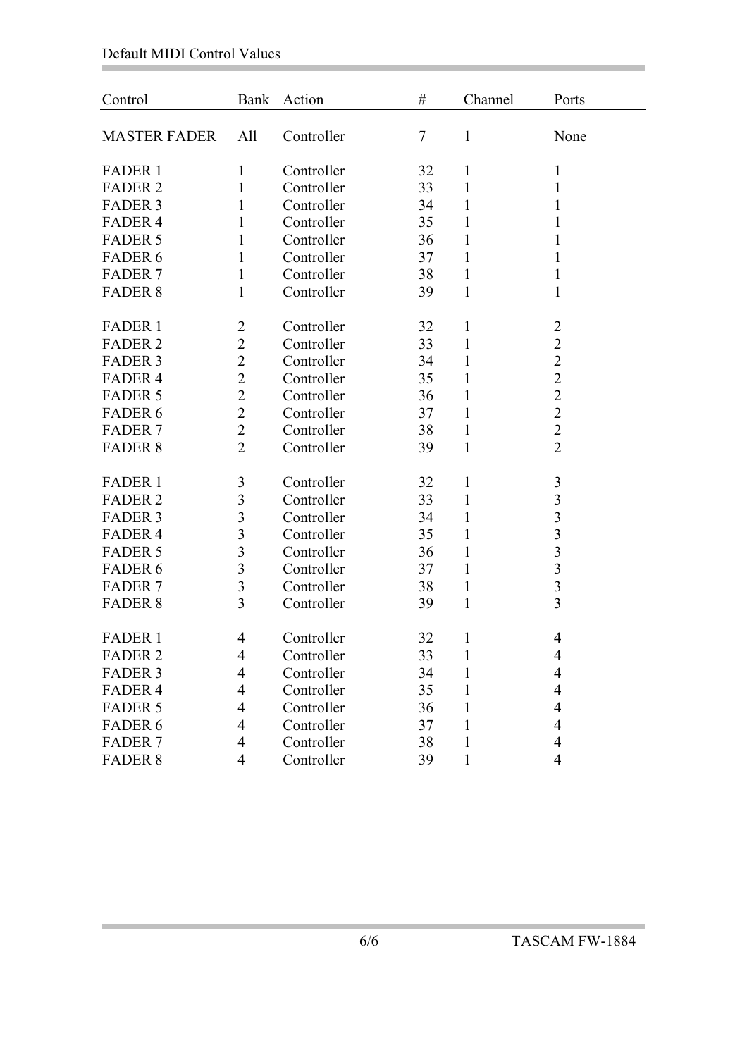Default MIDI Control Values

| Control | Bank | Action | # | Channel | Ports |
|---|---|---|---|---|---|
| MASTER FADER | All | Controller | 7 | 1 | None |
| FADER 1 | 1 | Controller | 32 | 1 | 1 |
| FADER 2 | 1 | Controller | 33 | 1 | 1 |
| FADER 3 | 1 | Controller | 34 | 1 | 1 |
| FADER 4 | 1 | Controller | 35 | 1 | 1 |
| FADER 5 | 1 | Controller | 36 | 1 | 1 |
| FADER 6 | 1 | Controller | 37 | 1 | 1 |
| FADER 7 | 1 | Controller | 38 | 1 | 1 |
| FADER 8 | 1 | Controller | 39 | 1 | 1 |
| FADER 1 | 2 | Controller | 32 | 1 | 2 |
| FADER 2 | 2 | Controller | 33 | 1 | 2 |
| FADER 3 | 2 | Controller | 34 | 1 | 2 |
| FADER 4 | 2 | Controller | 35 | 1 | 2 |
| FADER 5 | 2 | Controller | 36 | 1 | 2 |
| FADER 6 | 2 | Controller | 37 | 1 | 2 |
| FADER 7 | 2 | Controller | 38 | 1 | 2 |
| FADER 8 | 2 | Controller | 39 | 1 | 2 |
| FADER 1 | 3 | Controller | 32 | 1 | 3 |
| FADER 2 | 3 | Controller | 33 | 1 | 3 |
| FADER 3 | 3 | Controller | 34 | 1 | 3 |
| FADER 4 | 3 | Controller | 35 | 1 | 3 |
| FADER 5 | 3 | Controller | 36 | 1 | 3 |
| FADER 6 | 3 | Controller | 37 | 1 | 3 |
| FADER 7 | 3 | Controller | 38 | 1 | 3 |
| FADER 8 | 3 | Controller | 39 | 1 | 3 |
| FADER 1 | 4 | Controller | 32 | 1 | 4 |
| FADER 2 | 4 | Controller | 33 | 1 | 4 |
| FADER 3 | 4 | Controller | 34 | 1 | 4 |
| FADER 4 | 4 | Controller | 35 | 1 | 4 |
| FADER 5 | 4 | Controller | 36 | 1 | 4 |
| FADER 6 | 4 | Controller | 37 | 1 | 4 |
| FADER 7 | 4 | Controller | 38 | 1 | 4 |
| FADER 8 | 4 | Controller | 39 | 1 | 4 |